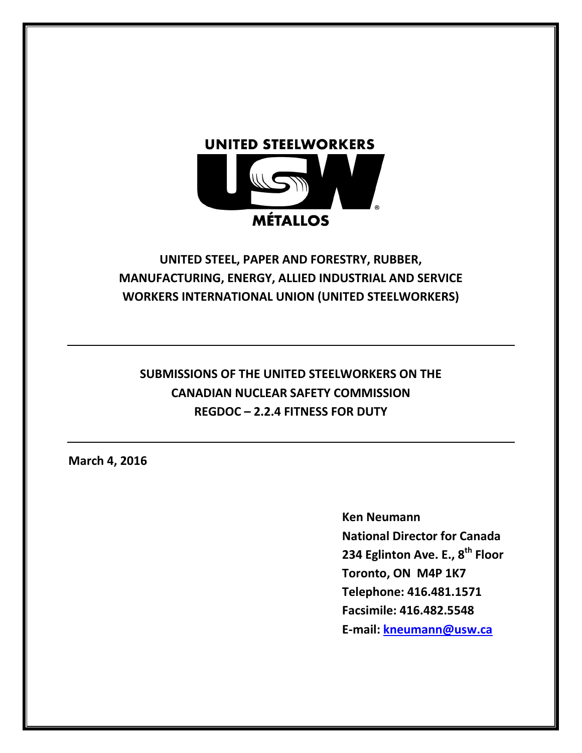UNITED STEELWORKERS

USW

MÉTALLOS

**UNITED STEEL, PAPER AND FORESTRY, RUBBER, MANUFACTURING, ENERGY, ALLIED INDUSTRIAL AND SERVICE WORKERS INTERNATIONAL UNION (UNITED STEELWORKERS)**

---

# SUBMISSIONS OF THE UNITED STEELWORKERS ON THE CANADIAN NUCLEAR SAFETY COMMISSION REGDOC – 2.2.4 FITNESS FOR DUTY

---

**March 4, 2016**

**Ken Neumann**
**National Director for Canada**
**234 Eglinton Ave. E., 8th Floor**
**Toronto, ON M4P 1K7**
**Telephone: 416.481.1571**
**Facsimile: 416.482.5548**
**E-mail: kneumann@usw.ca**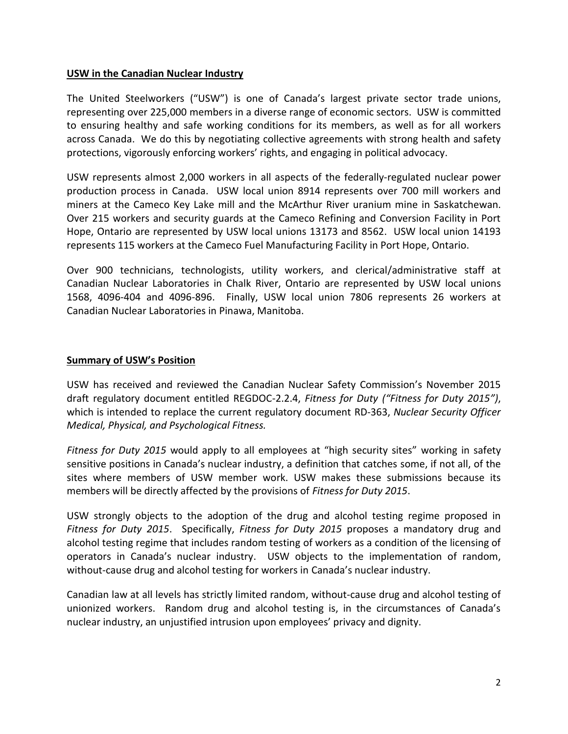**USW in the Canadian Nuclear Industry**

The United Steelworkers ("USW") is one of Canada's largest private sector trade unions, representing over 225,000 members in a diverse range of economic sectors. USW is committed to ensuring healthy and safe working conditions for its members, as well as for all workers across Canada. We do this by negotiating collective agreements with strong health and safety protections, vigorously enforcing workers' rights, and engaging in political advocacy.

USW represents almost 2,000 workers in all aspects of the federally-regulated nuclear power production process in Canada. USW local union 8914 represents over 700 mill workers and miners at the Cameco Key Lake mill and the McArthur River uranium mine in Saskatchewan. Over 215 workers and security guards at the Cameco Refining and Conversion Facility in Port Hope, Ontario are represented by USW local unions 13173 and 8562. USW local union 14193 represents 115 workers at the Cameco Fuel Manufacturing Facility in Port Hope, Ontario.

Over 900 technicians, technologists, utility workers, and clerical/administrative staff at Canadian Nuclear Laboratories in Chalk River, Ontario are represented by USW local unions 1568, 4096-404 and 4096-896. Finally, USW local union 7806 represents 26 workers at Canadian Nuclear Laboratories in Pinawa, Manitoba.

**Summary of USW's Position**

USW has received and reviewed the Canadian Nuclear Safety Commission's November 2015 draft regulatory document entitled REGDOC-2.2.4, *Fitness for Duty ("Fitness for Duty 2015")*, which is intended to replace the current regulatory document RD-363, *Nuclear Security Officer Medical, Physical, and Psychological Fitness.*

*Fitness for Duty 2015* would apply to all employees at "high security sites" working in safety sensitive positions in Canada's nuclear industry, a definition that catches some, if not all, of the sites where members of USW member work. USW makes these submissions because its members will be directly affected by the provisions of *Fitness for Duty 2015*.

USW strongly objects to the adoption of the drug and alcohol testing regime proposed in *Fitness for Duty 2015*. Specifically, *Fitness for Duty 2015* proposes a mandatory drug and alcohol testing regime that includes random testing of workers as a condition of the licensing of operators in Canada's nuclear industry. USW objects to the implementation of random, without-cause drug and alcohol testing for workers in Canada's nuclear industry.

Canadian law at all levels has strictly limited random, without-cause drug and alcohol testing of unionized workers. Random drug and alcohol testing is, in the circumstances of Canada's nuclear industry, an unjustified intrusion upon employees' privacy and dignity.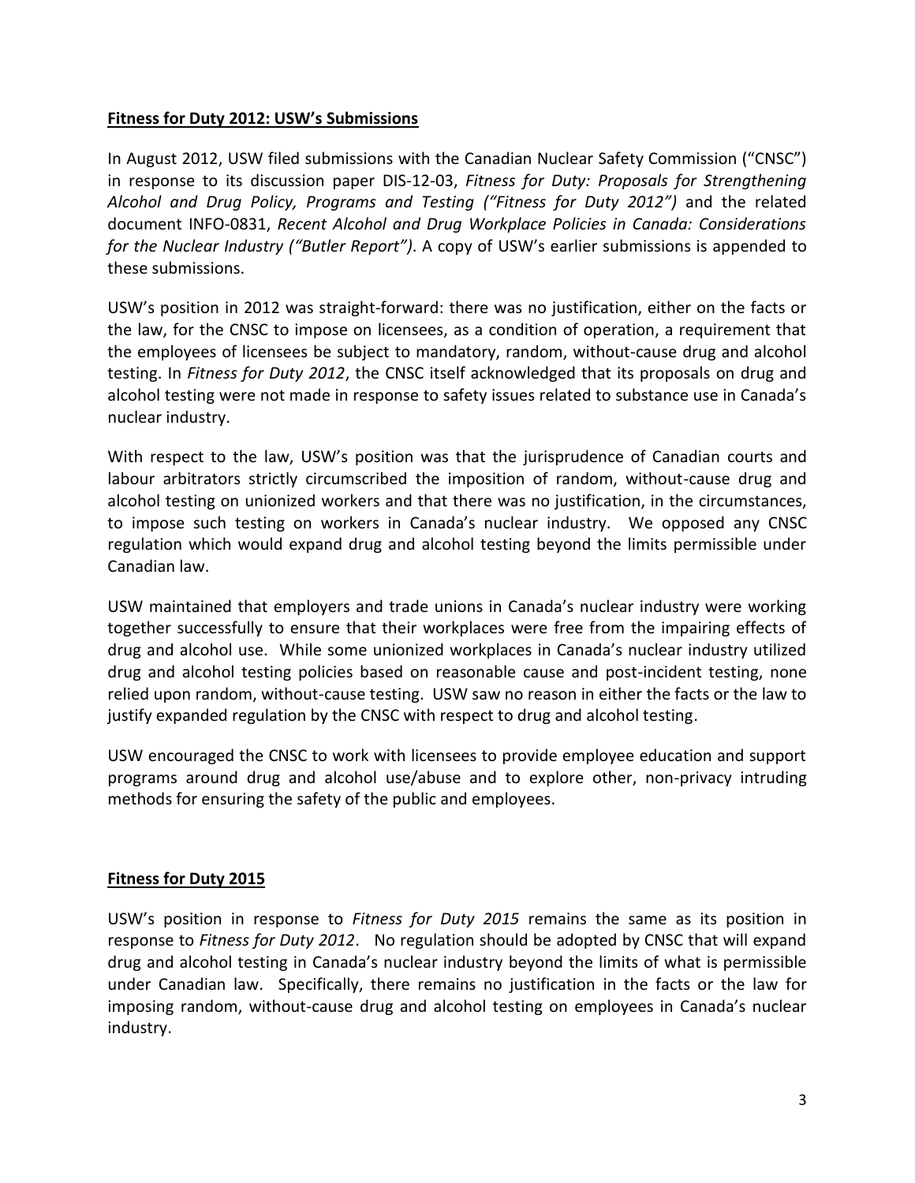## **Fitness for Duty 2012: USW's Submissions**

In August 2012, USW filed submissions with the Canadian Nuclear Safety Commission ("CNSC") in response to its discussion paper DIS-12-03, *Fitness for Duty: Proposals for Strengthening Alcohol and Drug Policy, Programs and Testing ("Fitness for Duty 2012")* and the related document INFO-0831, *Recent Alcohol and Drug Workplace Policies in Canada: Considerations for the Nuclear Industry ("Butler Report")*. A copy of USW's earlier submissions is appended to these submissions.

USW's position in 2012 was straight-forward: there was no justification, either on the facts or the law, for the CNSC to impose on licensees, as a condition of operation, a requirement that the employees of licensees be subject to mandatory, random, without-cause drug and alcohol testing. In *Fitness for Duty 2012*, the CNSC itself acknowledged that its proposals on drug and alcohol testing were not made in response to safety issues related to substance use in Canada's nuclear industry.

With respect to the law, USW's position was that the jurisprudence of Canadian courts and labour arbitrators strictly circumscribed the imposition of random, without-cause drug and alcohol testing on unionized workers and that there was no justification, in the circumstances, to impose such testing on workers in Canada's nuclear industry. We opposed any CNSC regulation which would expand drug and alcohol testing beyond the limits permissible under Canadian law.

USW maintained that employers and trade unions in Canada's nuclear industry were working together successfully to ensure that their workplaces were free from the impairing effects of drug and alcohol use. While some unionized workplaces in Canada's nuclear industry utilized drug and alcohol testing policies based on reasonable cause and post-incident testing, none relied upon random, without-cause testing. USW saw no reason in either the facts or the law to justify expanded regulation by the CNSC with respect to drug and alcohol testing.

USW encouraged the CNSC to work with licensees to provide employee education and support programs around drug and alcohol use/abuse and to explore other, non-privacy intruding methods for ensuring the safety of the public and employees.

## **Fitness for Duty 2015**

USW's position in response to *Fitness for Duty 2015* remains the same as its position in response to *Fitness for Duty 2012*. No regulation should be adopted by CNSC that will expand drug and alcohol testing in Canada's nuclear industry beyond the limits of what is permissible under Canadian law. Specifically, there remains no justification in the facts or the law for imposing random, without-cause drug and alcohol testing on employees in Canada's nuclear industry.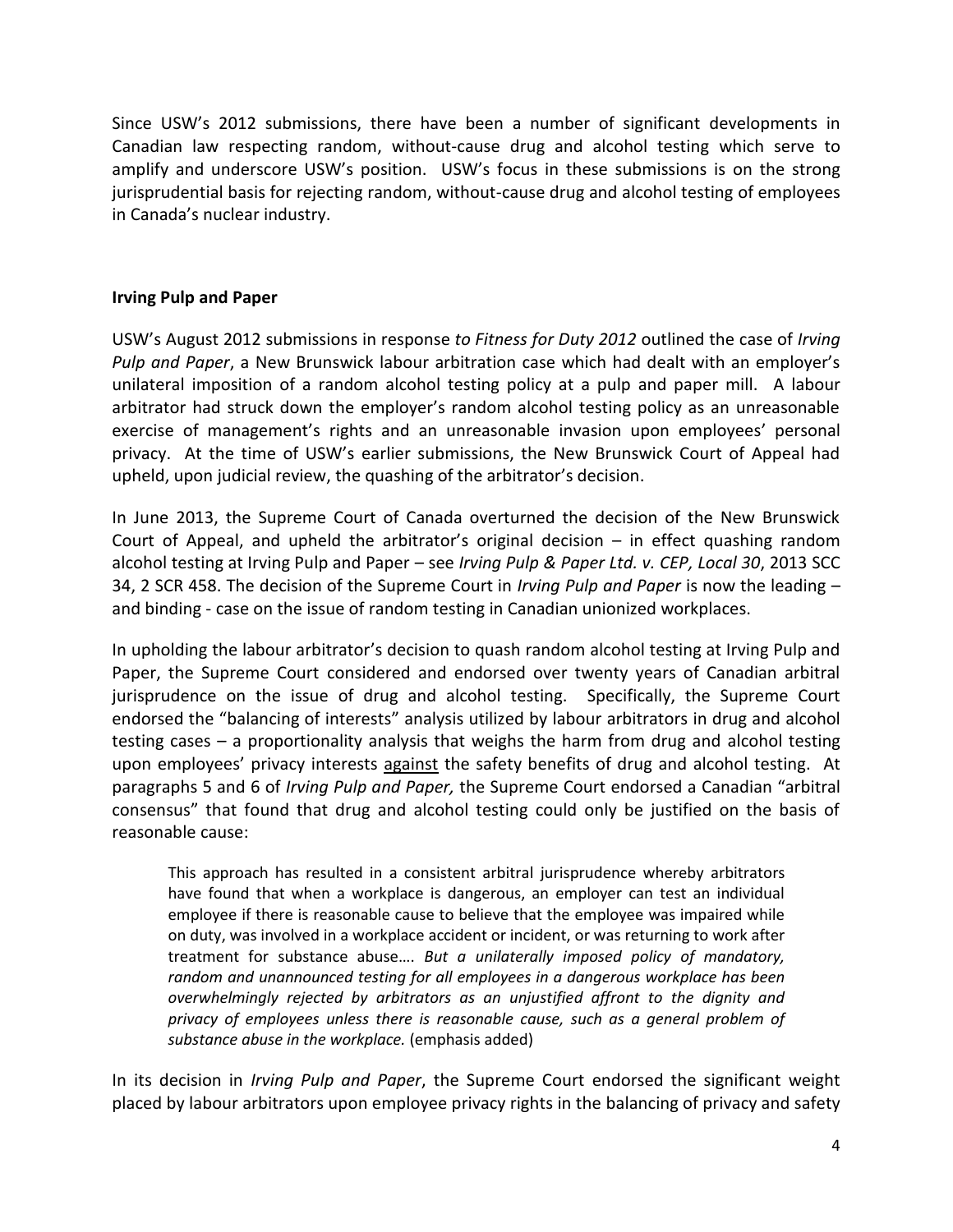Since USW's 2012 submissions, there have been a number of significant developments in Canadian law respecting random, without-cause drug and alcohol testing which serve to amplify and underscore USW's position. USW's focus in these submissions is on the strong jurisprudential basis for rejecting random, without-cause drug and alcohol testing of employees in Canada's nuclear industry.

**Irving Pulp and Paper**

USW's August 2012 submissions in response *to Fitness for Duty 2012* outlined the case of *Irving Pulp and Paper*, a New Brunswick labour arbitration case which had dealt with an employer's unilateral imposition of a random alcohol testing policy at a pulp and paper mill. A labour arbitrator had struck down the employer's random alcohol testing policy as an unreasonable exercise of management's rights and an unreasonable invasion upon employees' personal privacy. At the time of USW's earlier submissions, the New Brunswick Court of Appeal had upheld, upon judicial review, the quashing of the arbitrator's decision.

In June 2013, the Supreme Court of Canada overturned the decision of the New Brunswick Court of Appeal, and upheld the arbitrator's original decision – in effect quashing random alcohol testing at Irving Pulp and Paper – see *Irving Pulp & Paper Ltd. v. CEP, Local 30*, 2013 SCC 34, 2 SCR 458. The decision of the Supreme Court in *Irving Pulp and Paper* is now the leading – and binding - case on the issue of random testing in Canadian unionized workplaces.

In upholding the labour arbitrator's decision to quash random alcohol testing at Irving Pulp and Paper, the Supreme Court considered and endorsed over twenty years of Canadian arbitral jurisprudence on the issue of drug and alcohol testing. Specifically, the Supreme Court endorsed the "balancing of interests" analysis utilized by labour arbitrators in drug and alcohol testing cases – a proportionality analysis that weighs the harm from drug and alcohol testing upon employees' privacy interests <u>against</u> the safety benefits of drug and alcohol testing. At paragraphs 5 and 6 of *Irving Pulp and Paper,* the Supreme Court endorsed a Canadian "arbitral consensus" that found that drug and alcohol testing could only be justified on the basis of reasonable cause:

> This approach has resulted in a consistent arbitral jurisprudence whereby arbitrators have found that when a workplace is dangerous, an employer can test an individual employee if there is reasonable cause to believe that the employee was impaired while on duty, was involved in a workplace accident or incident, or was returning to work after treatment for substance abuse…. *But a unilaterally imposed policy of mandatory, random and unannounced testing for all employees in a dangerous workplace has been overwhelmingly rejected by arbitrators as an unjustified affront to the dignity and privacy of employees unless there is reasonable cause, such as a general problem of substance abuse in the workplace.* (emphasis added)

In its decision in *Irving Pulp and Paper*, the Supreme Court endorsed the significant weight placed by labour arbitrators upon employee privacy rights in the balancing of privacy and safety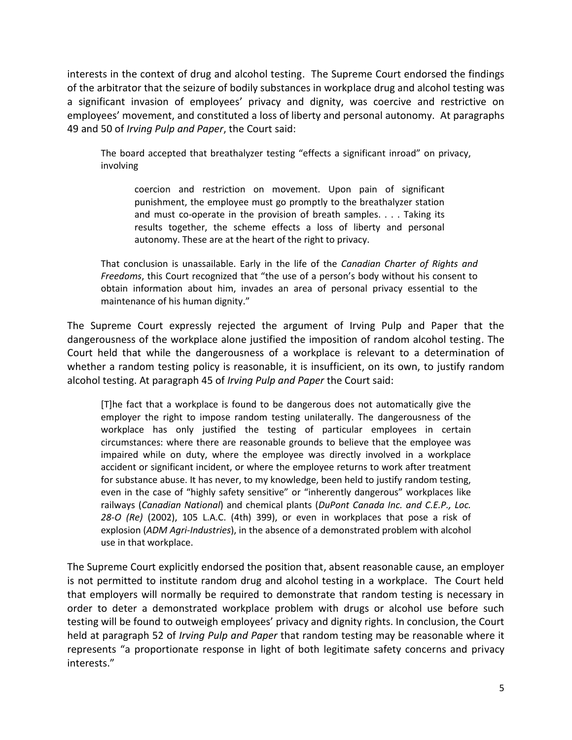interests in the context of drug and alcohol testing. The Supreme Court endorsed the findings of the arbitrator that the seizure of bodily substances in workplace drug and alcohol testing was a significant invasion of employees' privacy and dignity, was coercive and restrictive on employees' movement, and constituted a loss of liberty and personal autonomy. At paragraphs 49 and 50 of *Irving Pulp and Paper*, the Court said:

> The board accepted that breathalyzer testing "effects a significant inroad" on privacy, involving
>
> > coercion and restriction on movement. Upon pain of significant punishment, the employee must go promptly to the breathalyzer station and must co-operate in the provision of breath samples. . . . Taking its results together, the scheme effects a loss of liberty and personal autonomy. These are at the heart of the right to privacy.
>
> That conclusion is unassailable. Early in the life of the *Canadian Charter of Rights and Freedoms*, this Court recognized that "the use of a person's body without his consent to obtain information about him, invades an area of personal privacy essential to the maintenance of his human dignity."

The Supreme Court expressly rejected the argument of Irving Pulp and Paper that the dangerousness of the workplace alone justified the imposition of random alcohol testing. The Court held that while the dangerousness of a workplace is relevant to a determination of whether a random testing policy is reasonable, it is insufficient, on its own, to justify random alcohol testing. At paragraph 45 of *Irving Pulp and Paper* the Court said:

> [T]he fact that a workplace is found to be dangerous does not automatically give the employer the right to impose random testing unilaterally. The dangerousness of the workplace has only justified the testing of particular employees in certain circumstances: where there are reasonable grounds to believe that the employee was impaired while on duty, where the employee was directly involved in a workplace accident or significant incident, or where the employee returns to work after treatment for substance abuse. It has never, to my knowledge, been held to justify random testing, even in the case of "highly safety sensitive" or "inherently dangerous" workplaces like railways (*Canadian National*) and chemical plants (*DuPont Canada Inc. and C.E.P., Loc. 28-O (Re)* (2002), 105 L.A.C. (4th) 399), or even in workplaces that pose a risk of explosion (*ADM Agri-Industries*), in the absence of a demonstrated problem with alcohol use in that workplace.

The Supreme Court explicitly endorsed the position that, absent reasonable cause, an employer is not permitted to institute random drug and alcohol testing in a workplace. The Court held that employers will normally be required to demonstrate that random testing is necessary in order to deter a demonstrated workplace problem with drugs or alcohol use before such testing will be found to outweigh employees' privacy and dignity rights. In conclusion, the Court held at paragraph 52 of *Irving Pulp and Paper* that random testing may be reasonable where it represents "a proportionate response in light of both legitimate safety concerns and privacy interests."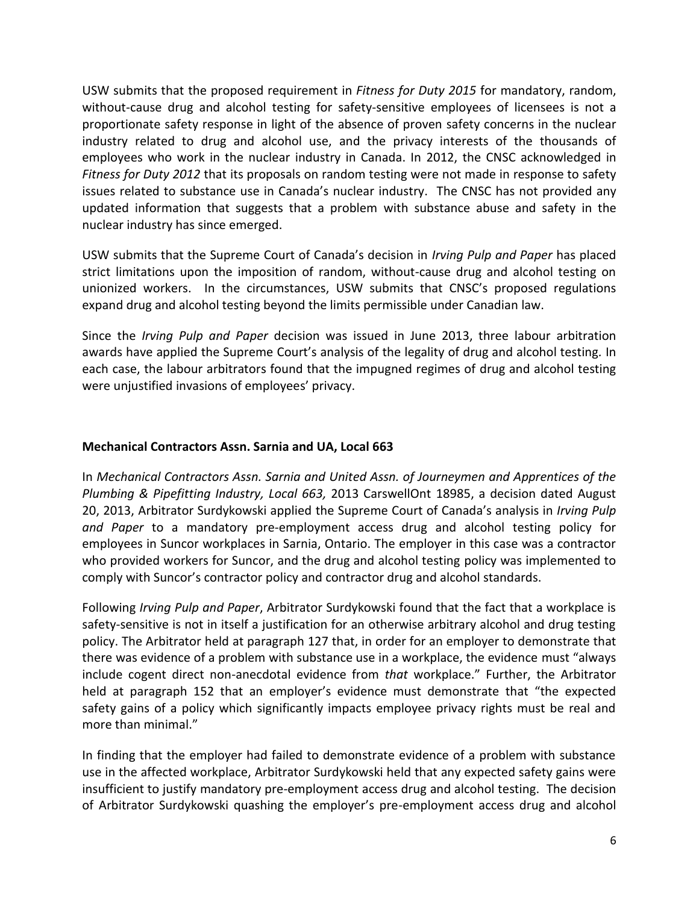USW submits that the proposed requirement in *Fitness for Duty 2015* for mandatory, random, without-cause drug and alcohol testing for safety-sensitive employees of licensees is not a proportionate safety response in light of the absence of proven safety concerns in the nuclear industry related to drug and alcohol use, and the privacy interests of the thousands of employees who work in the nuclear industry in Canada. In 2012, the CNSC acknowledged in *Fitness for Duty 2012* that its proposals on random testing were not made in response to safety issues related to substance use in Canada's nuclear industry. The CNSC has not provided any updated information that suggests that a problem with substance abuse and safety in the nuclear industry has since emerged.

USW submits that the Supreme Court of Canada's decision in *Irving Pulp and Paper* has placed strict limitations upon the imposition of random, without-cause drug and alcohol testing on unionized workers. In the circumstances, USW submits that CNSC's proposed regulations expand drug and alcohol testing beyond the limits permissible under Canadian law.

Since the *Irving Pulp and Paper* decision was issued in June 2013, three labour arbitration awards have applied the Supreme Court's analysis of the legality of drug and alcohol testing. In each case, the labour arbitrators found that the impugned regimes of drug and alcohol testing were unjustified invasions of employees' privacy.

**Mechanical Contractors Assn. Sarnia and UA, Local 663**

In *Mechanical Contractors Assn. Sarnia and United Assn. of Journeymen and Apprentices of the Plumbing & Pipefitting Industry, Local 663,* 2013 CarswellOnt 18985, a decision dated August 20, 2013, Arbitrator Surdykowski applied the Supreme Court of Canada's analysis in *Irving Pulp and Paper* to a mandatory pre-employment access drug and alcohol testing policy for employees in Suncor workplaces in Sarnia, Ontario. The employer in this case was a contractor who provided workers for Suncor, and the drug and alcohol testing policy was implemented to comply with Suncor's contractor policy and contractor drug and alcohol standards.

Following *Irving Pulp and Paper*, Arbitrator Surdykowski found that the fact that a workplace is safety-sensitive is not in itself a justification for an otherwise arbitrary alcohol and drug testing policy. The Arbitrator held at paragraph 127 that, in order for an employer to demonstrate that there was evidence of a problem with substance use in a workplace, the evidence must "always include cogent direct non-anecdotal evidence from *that* workplace." Further, the Arbitrator held at paragraph 152 that an employer's evidence must demonstrate that "the expected safety gains of a policy which significantly impacts employee privacy rights must be real and more than minimal."

In finding that the employer had failed to demonstrate evidence of a problem with substance use in the affected workplace, Arbitrator Surdykowski held that any expected safety gains were insufficient to justify mandatory pre-employment access drug and alcohol testing. The decision of Arbitrator Surdykowski quashing the employer's pre-employment access drug and alcohol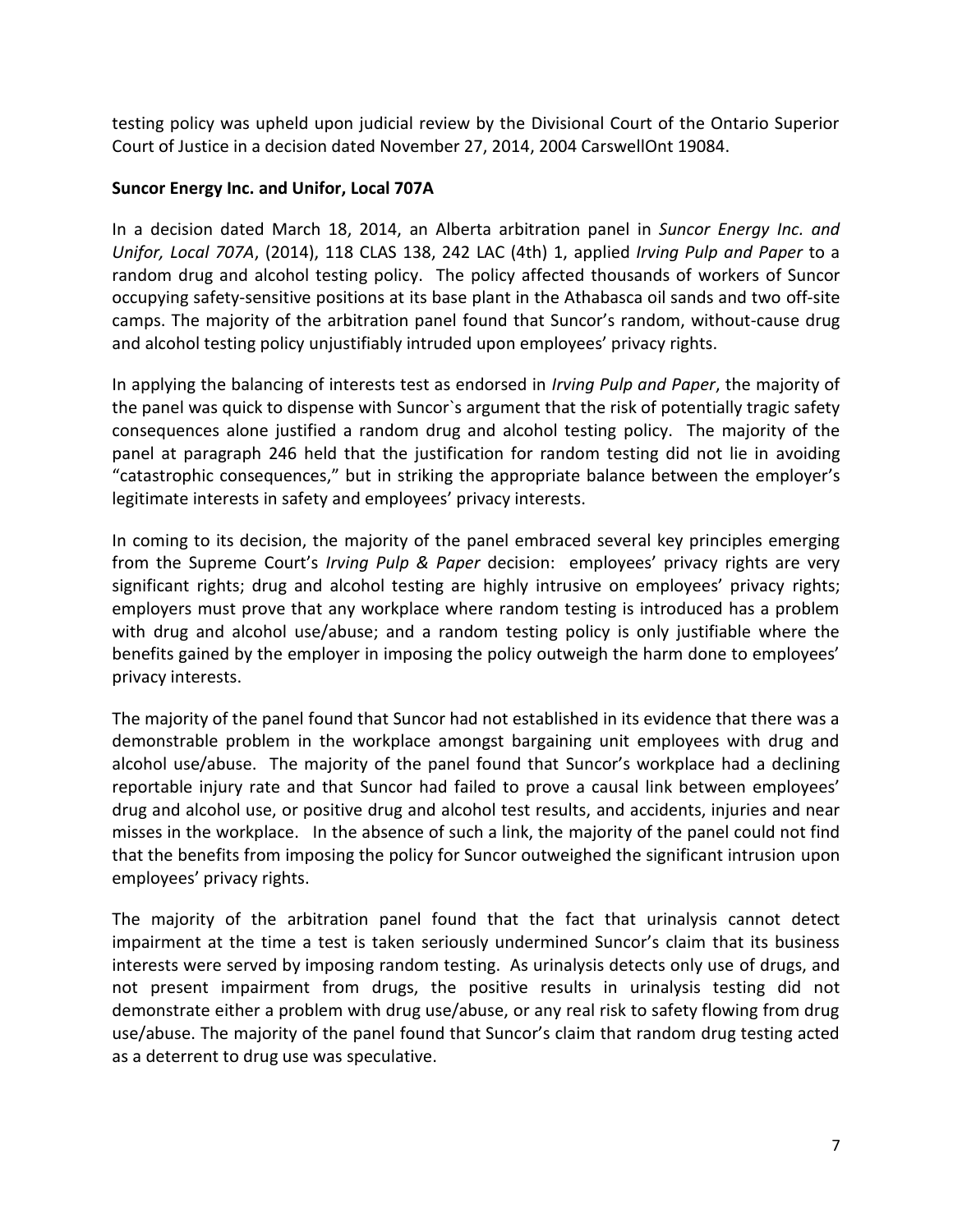testing policy was upheld upon judicial review by the Divisional Court of the Ontario Superior Court of Justice in a decision dated November 27, 2014, 2004 CarswellOnt 19084.

**Suncor Energy Inc. and Unifor, Local 707A**

In a decision dated March 18, 2014, an Alberta arbitration panel in *Suncor Energy Inc. and Unifor, Local 707A*, (2014), 118 CLAS 138, 242 LAC (4th) 1, applied *Irving Pulp and Paper* to a random drug and alcohol testing policy. The policy affected thousands of workers of Suncor occupying safety-sensitive positions at its base plant in the Athabasca oil sands and two off-site camps. The majority of the arbitration panel found that Suncor's random, without-cause drug and alcohol testing policy unjustifiably intruded upon employees' privacy rights.

In applying the balancing of interests test as endorsed in *Irving Pulp and Paper*, the majority of the panel was quick to dispense with Suncor`s argument that the risk of potentially tragic safety consequences alone justified a random drug and alcohol testing policy. The majority of the panel at paragraph 246 held that the justification for random testing did not lie in avoiding "catastrophic consequences," but in striking the appropriate balance between the employer's legitimate interests in safety and employees' privacy interests.

In coming to its decision, the majority of the panel embraced several key principles emerging from the Supreme Court's *Irving Pulp & Paper* decision: employees' privacy rights are very significant rights; drug and alcohol testing are highly intrusive on employees' privacy rights; employers must prove that any workplace where random testing is introduced has a problem with drug and alcohol use/abuse; and a random testing policy is only justifiable where the benefits gained by the employer in imposing the policy outweigh the harm done to employees' privacy interests.

The majority of the panel found that Suncor had not established in its evidence that there was a demonstrable problem in the workplace amongst bargaining unit employees with drug and alcohol use/abuse. The majority of the panel found that Suncor's workplace had a declining reportable injury rate and that Suncor had failed to prove a causal link between employees' drug and alcohol use, or positive drug and alcohol test results, and accidents, injuries and near misses in the workplace. In the absence of such a link, the majority of the panel could not find that the benefits from imposing the policy for Suncor outweighed the significant intrusion upon employees' privacy rights.

The majority of the arbitration panel found that the fact that urinalysis cannot detect impairment at the time a test is taken seriously undermined Suncor's claim that its business interests were served by imposing random testing. As urinalysis detects only use of drugs, and not present impairment from drugs, the positive results in urinalysis testing did not demonstrate either a problem with drug use/abuse, or any real risk to safety flowing from drug use/abuse. The majority of the panel found that Suncor's claim that random drug testing acted as a deterrent to drug use was speculative.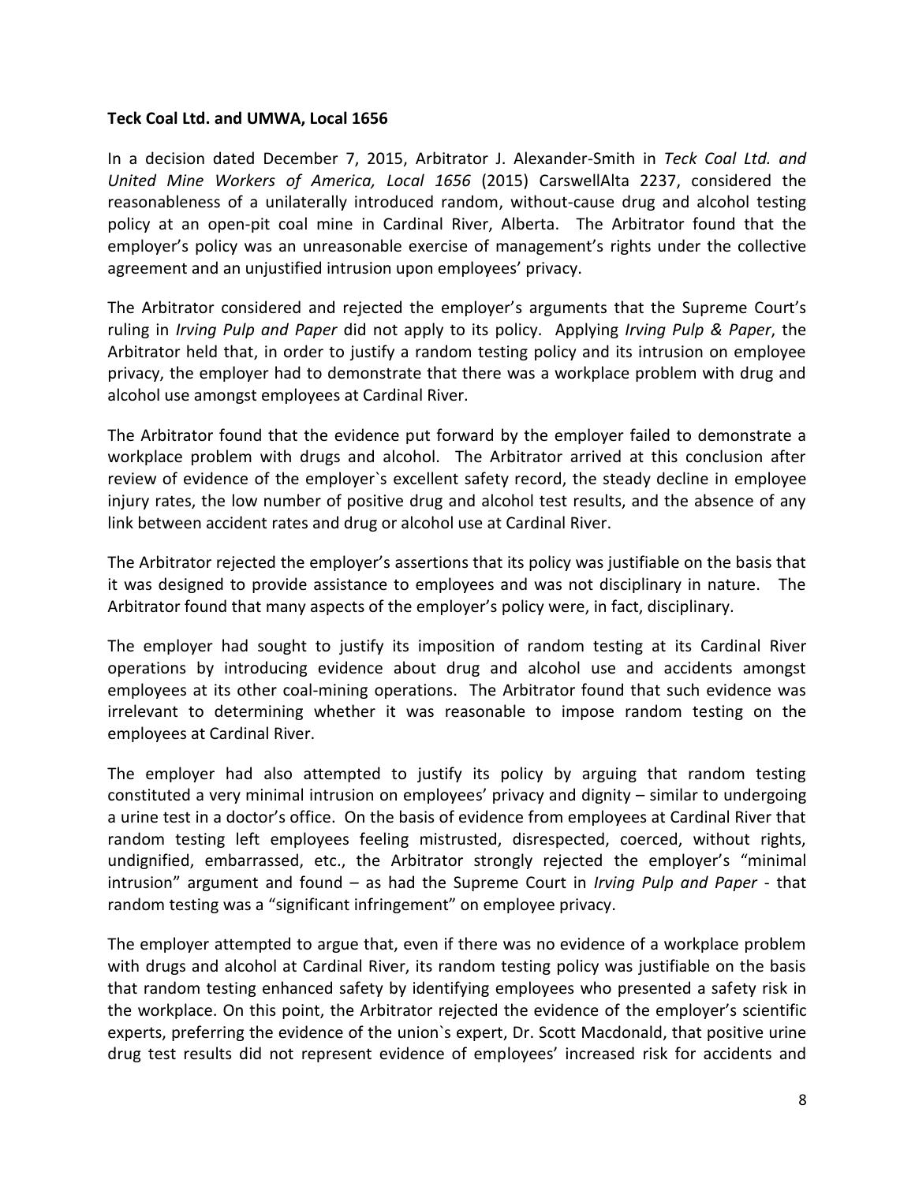**Teck Coal Ltd. and UMWA, Local 1656**

In a decision dated December 7, 2015, Arbitrator J. Alexander-Smith in *Teck Coal Ltd. and United Mine Workers of America, Local 1656* (2015) CarswellAlta 2237, considered the reasonableness of a unilaterally introduced random, without-cause drug and alcohol testing policy at an open-pit coal mine in Cardinal River, Alberta. The Arbitrator found that the employer's policy was an unreasonable exercise of management's rights under the collective agreement and an unjustified intrusion upon employees' privacy.

The Arbitrator considered and rejected the employer's arguments that the Supreme Court's ruling in *Irving Pulp and Paper* did not apply to its policy. Applying *Irving Pulp & Paper*, the Arbitrator held that, in order to justify a random testing policy and its intrusion on employee privacy, the employer had to demonstrate that there was a workplace problem with drug and alcohol use amongst employees at Cardinal River.

The Arbitrator found that the evidence put forward by the employer failed to demonstrate a workplace problem with drugs and alcohol. The Arbitrator arrived at this conclusion after review of evidence of the employer`s excellent safety record, the steady decline in employee injury rates, the low number of positive drug and alcohol test results, and the absence of any link between accident rates and drug or alcohol use at Cardinal River.

The Arbitrator rejected the employer's assertions that its policy was justifiable on the basis that it was designed to provide assistance to employees and was not disciplinary in nature. The Arbitrator found that many aspects of the employer's policy were, in fact, disciplinary.

The employer had sought to justify its imposition of random testing at its Cardinal River operations by introducing evidence about drug and alcohol use and accidents amongst employees at its other coal-mining operations. The Arbitrator found that such evidence was irrelevant to determining whether it was reasonable to impose random testing on the employees at Cardinal River.

The employer had also attempted to justify its policy by arguing that random testing constituted a very minimal intrusion on employees' privacy and dignity – similar to undergoing a urine test in a doctor's office. On the basis of evidence from employees at Cardinal River that random testing left employees feeling mistrusted, disrespected, coerced, without rights, undignified, embarrassed, etc., the Arbitrator strongly rejected the employer's "minimal intrusion" argument and found – as had the Supreme Court in *Irving Pulp and Paper* - that random testing was a "significant infringement" on employee privacy.

The employer attempted to argue that, even if there was no evidence of a workplace problem with drugs and alcohol at Cardinal River, its random testing policy was justifiable on the basis that random testing enhanced safety by identifying employees who presented a safety risk in the workplace. On this point, the Arbitrator rejected the evidence of the employer's scientific experts, preferring the evidence of the union`s expert, Dr. Scott Macdonald, that positive urine drug test results did not represent evidence of employees' increased risk for accidents and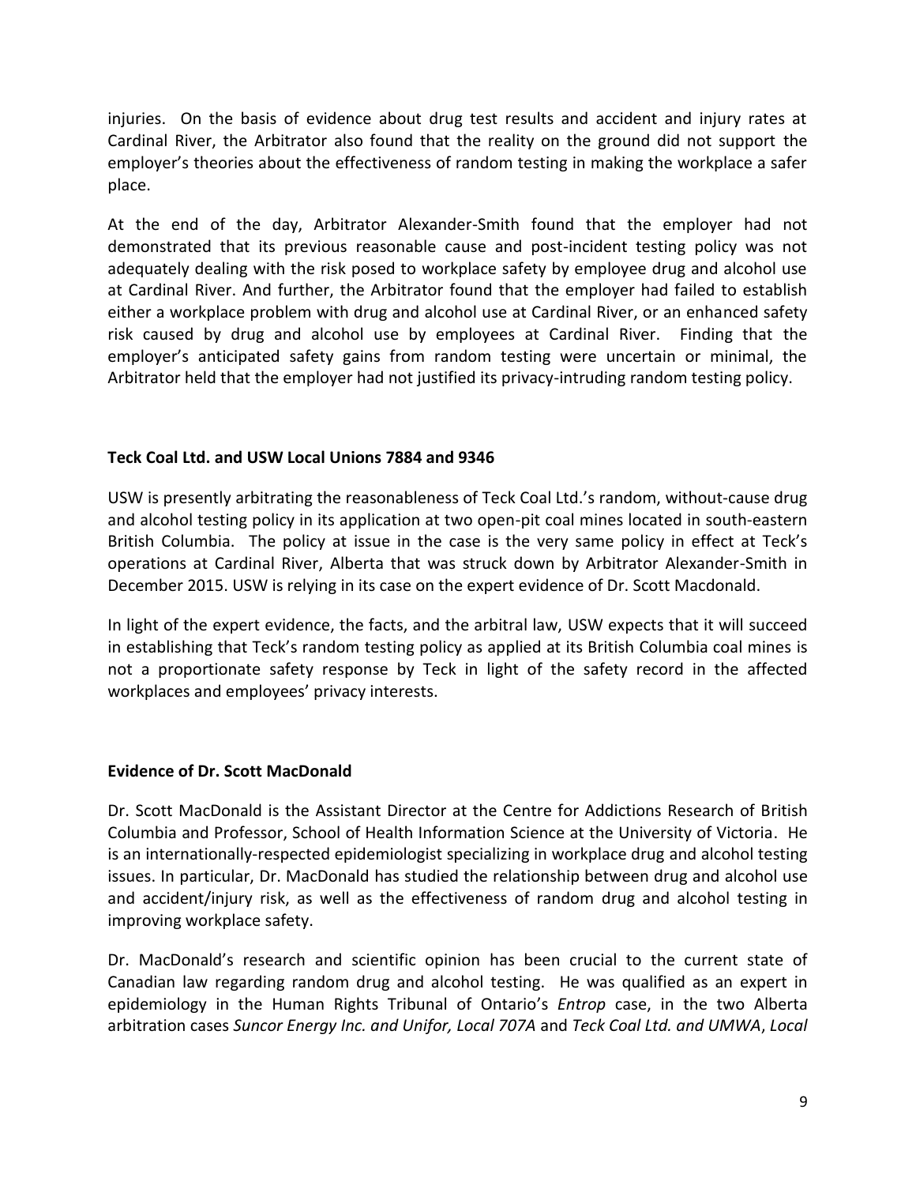injuries. On the basis of evidence about drug test results and accident and injury rates at Cardinal River, the Arbitrator also found that the reality on the ground did not support the employer's theories about the effectiveness of random testing in making the workplace a safer place.

At the end of the day, Arbitrator Alexander-Smith found that the employer had not demonstrated that its previous reasonable cause and post-incident testing policy was not adequately dealing with the risk posed to workplace safety by employee drug and alcohol use at Cardinal River. And further, the Arbitrator found that the employer had failed to establish either a workplace problem with drug and alcohol use at Cardinal River, or an enhanced safety risk caused by drug and alcohol use by employees at Cardinal River. Finding that the employer's anticipated safety gains from random testing were uncertain or minimal, the Arbitrator held that the employer had not justified its privacy-intruding random testing policy.

**Teck Coal Ltd. and USW Local Unions 7884 and 9346**

USW is presently arbitrating the reasonableness of Teck Coal Ltd.'s random, without-cause drug and alcohol testing policy in its application at two open-pit coal mines located in south-eastern British Columbia. The policy at issue in the case is the very same policy in effect at Teck's operations at Cardinal River, Alberta that was struck down by Arbitrator Alexander-Smith in December 2015. USW is relying in its case on the expert evidence of Dr. Scott Macdonald.

In light of the expert evidence, the facts, and the arbitral law, USW expects that it will succeed in establishing that Teck's random testing policy as applied at its British Columbia coal mines is not a proportionate safety response by Teck in light of the safety record in the affected workplaces and employees' privacy interests.

**Evidence of Dr. Scott MacDonald**

Dr. Scott MacDonald is the Assistant Director at the Centre for Addictions Research of British Columbia and Professor, School of Health Information Science at the University of Victoria. He is an internationally-respected epidemiologist specializing in workplace drug and alcohol testing issues. In particular, Dr. MacDonald has studied the relationship between drug and alcohol use and accident/injury risk, as well as the effectiveness of random drug and alcohol testing in improving workplace safety.

Dr. MacDonald's research and scientific opinion has been crucial to the current state of Canadian law regarding random drug and alcohol testing. He was qualified as an expert in epidemiology in the Human Rights Tribunal of Ontario's *Entrop* case, in the two Alberta arbitration cases *Suncor Energy Inc. and Unifor, Local 707A* and *Teck Coal Ltd. and UMWA*, *Local*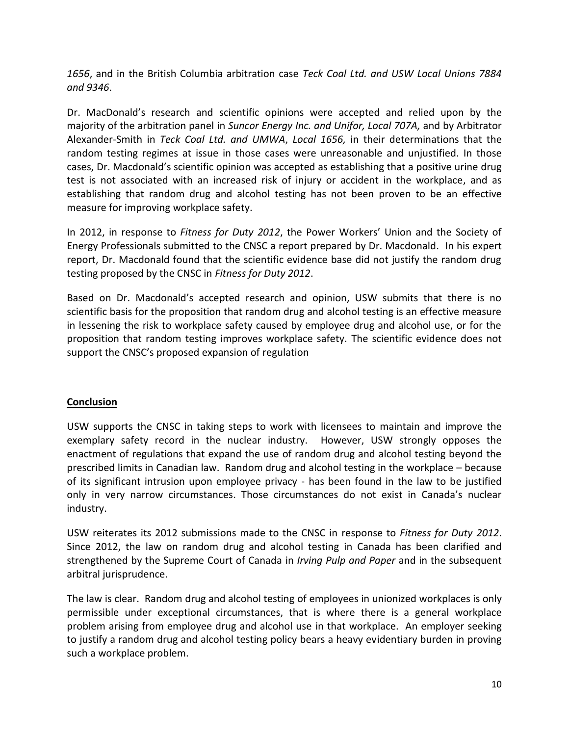*1656*, and in the British Columbia arbitration case *Teck Coal Ltd. and USW Local Unions 7884 and 9346*.

Dr. MacDonald's research and scientific opinions were accepted and relied upon by the majority of the arbitration panel in *Suncor Energy Inc. and Unifor, Local 707A,* and by Arbitrator Alexander-Smith in *Teck Coal Ltd. and UMWA*, *Local 1656,* in their determinations that the random testing regimes at issue in those cases were unreasonable and unjustified. In those cases, Dr. Macdonald's scientific opinion was accepted as establishing that a positive urine drug test is not associated with an increased risk of injury or accident in the workplace, and as establishing that random drug and alcohol testing has not been proven to be an effective measure for improving workplace safety.

In 2012, in response to *Fitness for Duty 2012*, the Power Workers' Union and the Society of Energy Professionals submitted to the CNSC a report prepared by Dr. Macdonald. In his expert report, Dr. Macdonald found that the scientific evidence base did not justify the random drug testing proposed by the CNSC in *Fitness for Duty 2012*.

Based on Dr. Macdonald's accepted research and opinion, USW submits that there is no scientific basis for the proposition that random drug and alcohol testing is an effective measure in lessening the risk to workplace safety caused by employee drug and alcohol use, or for the proposition that random testing improves workplace safety. The scientific evidence does not support the CNSC's proposed expansion of regulation

## Conclusion

USW supports the CNSC in taking steps to work with licensees to maintain and improve the exemplary safety record in the nuclear industry. However, USW strongly opposes the enactment of regulations that expand the use of random drug and alcohol testing beyond the prescribed limits in Canadian law. Random drug and alcohol testing in the workplace – because of its significant intrusion upon employee privacy - has been found in the law to be justified only in very narrow circumstances. Those circumstances do not exist in Canada's nuclear industry.

USW reiterates its 2012 submissions made to the CNSC in response to *Fitness for Duty 2012*. Since 2012, the law on random drug and alcohol testing in Canada has been clarified and strengthened by the Supreme Court of Canada in *Irving Pulp and Paper* and in the subsequent arbitral jurisprudence.

The law is clear. Random drug and alcohol testing of employees in unionized workplaces is only permissible under exceptional circumstances, that is where there is a general workplace problem arising from employee drug and alcohol use in that workplace. An employer seeking to justify a random drug and alcohol testing policy bears a heavy evidentiary burden in proving such a workplace problem.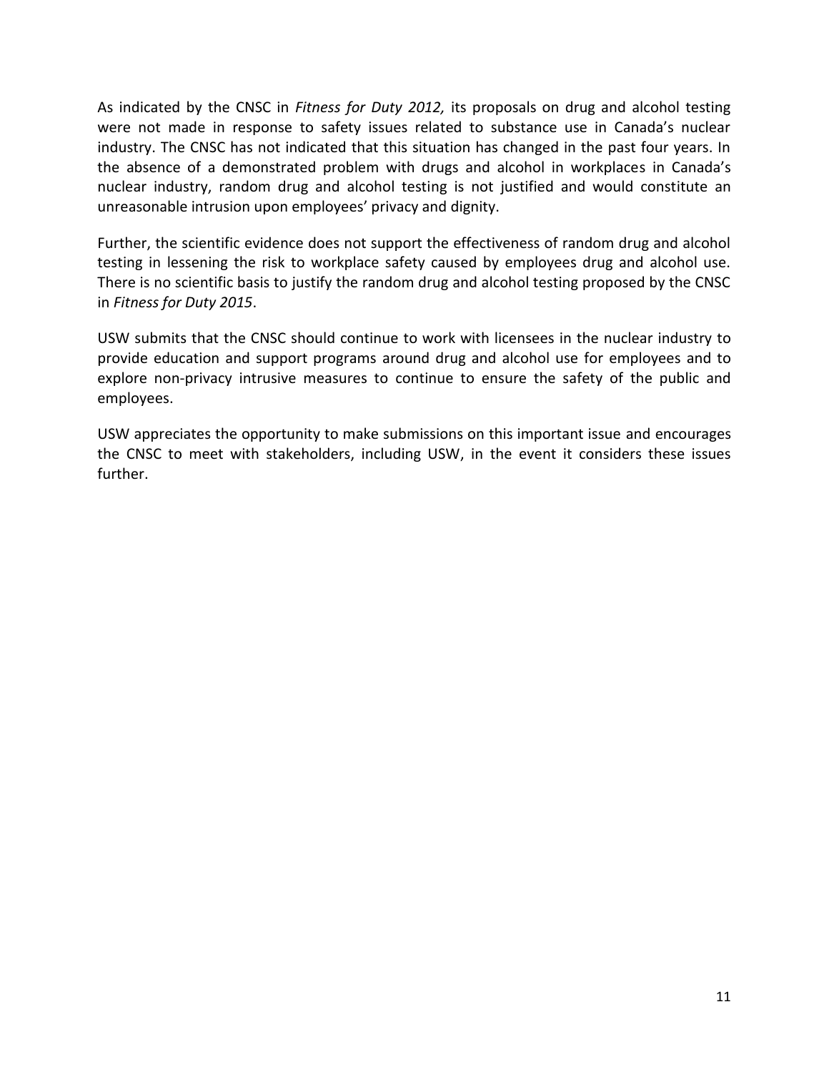As indicated by the CNSC in *Fitness for Duty 2012,* its proposals on drug and alcohol testing were not made in response to safety issues related to substance use in Canada's nuclear industry. The CNSC has not indicated that this situation has changed in the past four years. In the absence of a demonstrated problem with drugs and alcohol in workplaces in Canada's nuclear industry, random drug and alcohol testing is not justified and would constitute an unreasonable intrusion upon employees' privacy and dignity.

Further, the scientific evidence does not support the effectiveness of random drug and alcohol testing in lessening the risk to workplace safety caused by employees drug and alcohol use. There is no scientific basis to justify the random drug and alcohol testing proposed by the CNSC in *Fitness for Duty 2015*.

USW submits that the CNSC should continue to work with licensees in the nuclear industry to provide education and support programs around drug and alcohol use for employees and to explore non-privacy intrusive measures to continue to ensure the safety of the public and employees.

USW appreciates the opportunity to make submissions on this important issue and encourages the CNSC to meet with stakeholders, including USW, in the event it considers these issues further.